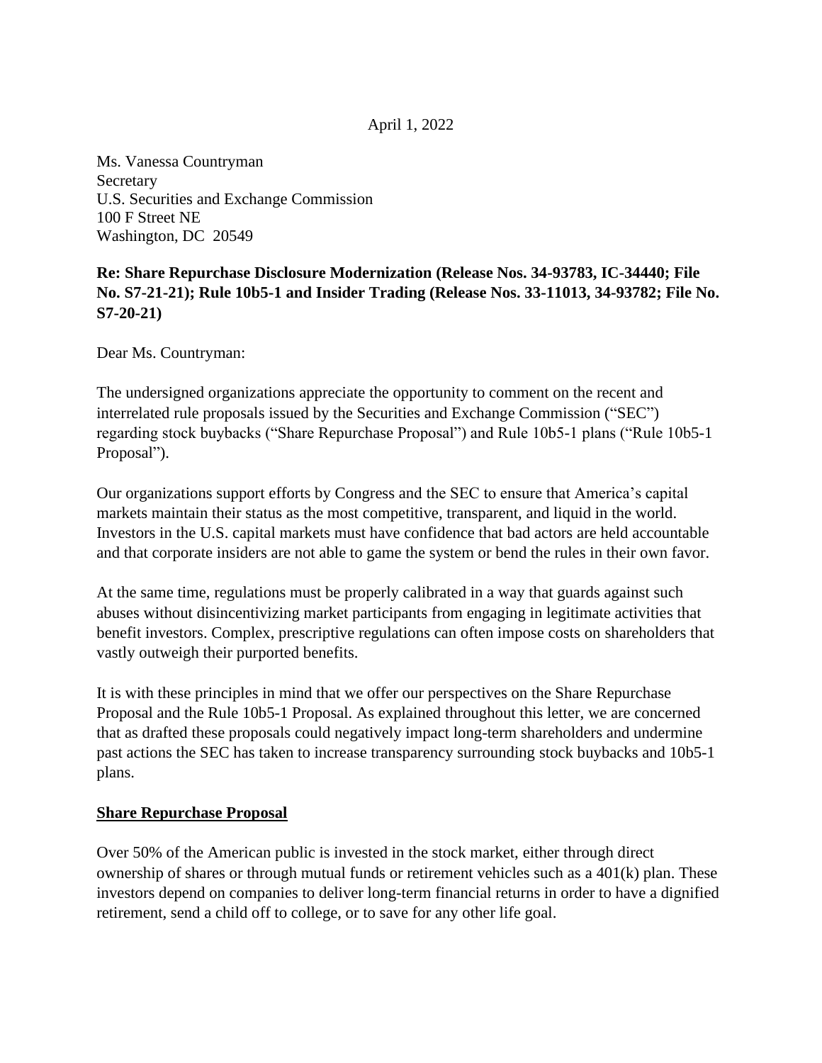April 1, 2022

Ms. Vanessa Countryman
Secretary
U.S. Securities and Exchange Commission
100 F Street NE
Washington, DC 20549

**Re: Share Repurchase Disclosure Modernization (Release Nos. 34-93783, IC-34440; File No. S7-21-21); Rule 10b5-1 and Insider Trading (Release Nos. 33-11013, 34-93782; File No. S7-20-21)**

Dear Ms. Countryman:

The undersigned organizations appreciate the opportunity to comment on the recent and interrelated rule proposals issued by the Securities and Exchange Commission ("SEC") regarding stock buybacks ("Share Repurchase Proposal") and Rule 10b5-1 plans ("Rule 10b5-1 Proposal").

Our organizations support efforts by Congress and the SEC to ensure that America's capital markets maintain their status as the most competitive, transparent, and liquid in the world. Investors in the U.S. capital markets must have confidence that bad actors are held accountable and that corporate insiders are not able to game the system or bend the rules in their own favor.

At the same time, regulations must be properly calibrated in a way that guards against such abuses without disincentivizing market participants from engaging in legitimate activities that benefit investors. Complex, prescriptive regulations can often impose costs on shareholders that vastly outweigh their purported benefits.

It is with these principles in mind that we offer our perspectives on the Share Repurchase Proposal and the Rule 10b5-1 Proposal. As explained throughout this letter, we are concerned that as drafted these proposals could negatively impact long-term shareholders and undermine past actions the SEC has taken to increase transparency surrounding stock buybacks and 10b5-1 plans.

## Share Repurchase Proposal

Over 50% of the American public is invested in the stock market, either through direct ownership of shares or through mutual funds or retirement vehicles such as a 401(k) plan. These investors depend on companies to deliver long-term financial returns in order to have a dignified retirement, send a child off to college, or to save for any other life goal.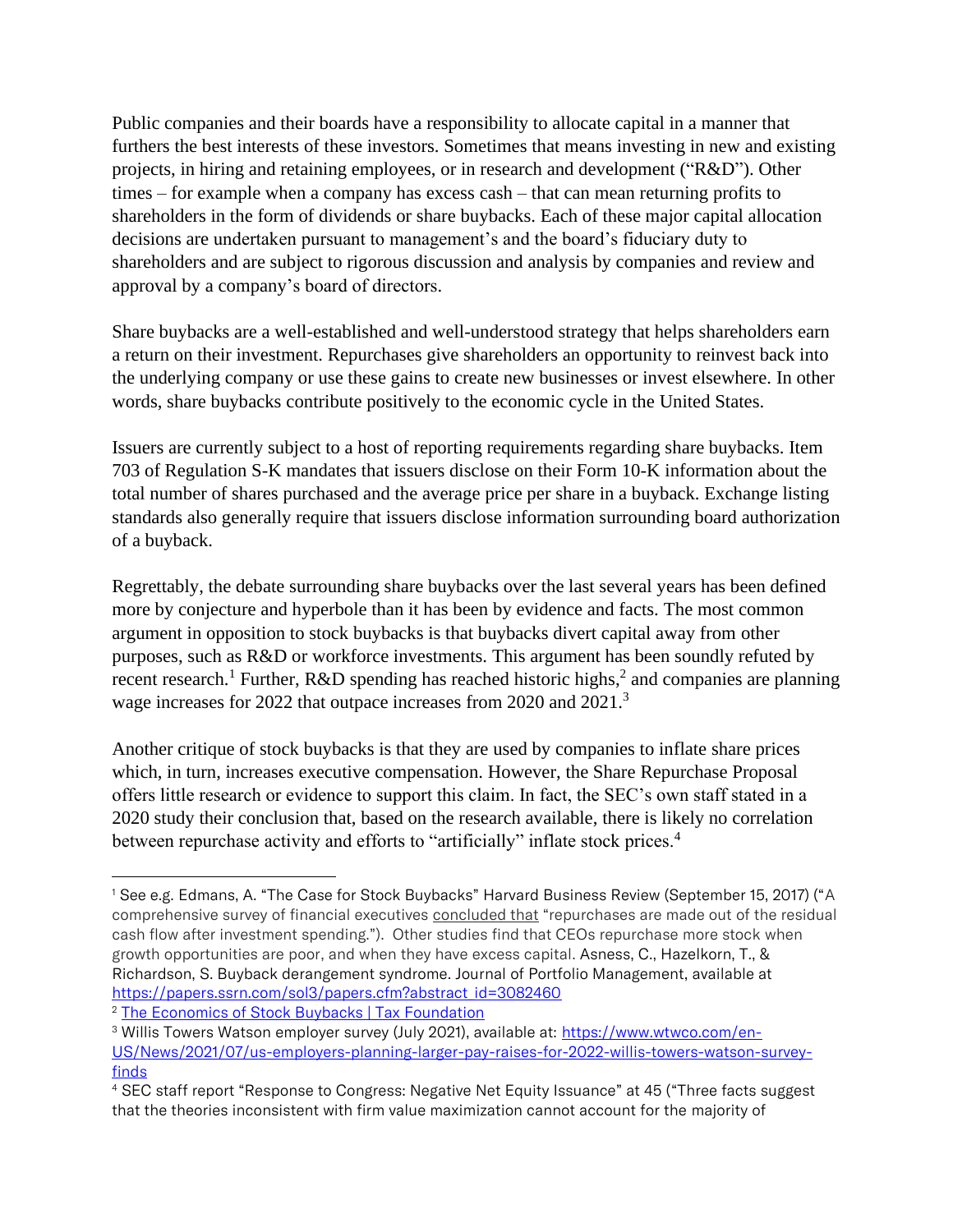Public companies and their boards have a responsibility to allocate capital in a manner that furthers the best interests of these investors. Sometimes that means investing in new and existing projects, in hiring and retaining employees, or in research and development ("R&D"). Other times – for example when a company has excess cash – that can mean returning profits to shareholders in the form of dividends or share buybacks. Each of these major capital allocation decisions are undertaken pursuant to management's and the board's fiduciary duty to shareholders and are subject to rigorous discussion and analysis by companies and review and approval by a company's board of directors.

Share buybacks are a well-established and well-understood strategy that helps shareholders earn a return on their investment. Repurchases give shareholders an opportunity to reinvest back into the underlying company or use these gains to create new businesses or invest elsewhere. In other words, share buybacks contribute positively to the economic cycle in the United States.

Issuers are currently subject to a host of reporting requirements regarding share buybacks. Item 703 of Regulation S-K mandates that issuers disclose on their Form 10-K information about the total number of shares purchased and the average price per share in a buyback. Exchange listing standards also generally require that issuers disclose information surrounding board authorization of a buyback.

Regrettably, the debate surrounding share buybacks over the last several years has been defined more by conjecture and hyperbole than it has been by evidence and facts. The most common argument in opposition to stock buybacks is that buybacks divert capital away from other purposes, such as R&D or workforce investments. This argument has been soundly refuted by recent research.[1] Further, R&D spending has reached historic highs,[2] and companies are planning wage increases for 2022 that outpace increases from 2020 and 2021.[3]

Another critique of stock buybacks is that they are used by companies to inflate share prices which, in turn, increases executive compensation. However, the Share Repurchase Proposal offers little research or evidence to support this claim. In fact, the SEC's own staff stated in a 2020 study their conclusion that, based on the research available, there is likely no correlation between repurchase activity and efforts to "artificially" inflate stock prices.[4]

---

[1] See e.g. Edmans, A. "The Case for Stock Buybacks" Harvard Business Review (September 15, 2017) ("A comprehensive survey of financial executives concluded that "repurchases are made out of the residual cash flow after investment spending."). Other studies find that CEOs repurchase more stock when growth opportunities are poor, and when they have excess capital. Asness, C., Hazelkorn, T., & Richardson, S. Buyback derangement syndrome. Journal of Portfolio Management, available at https://papers.ssrn.com/sol3/papers.cfm?abstract_id=3082460

[2] The Economics of Stock Buybacks | Tax Foundation

[3] Willis Towers Watson employer survey (July 2021), available at: https://www.wtwco.com/en-US/News/2021/07/us-employers-planning-larger-pay-raises-for-2022-willis-towers-watson-survey-finds

[4] SEC staff report "Response to Congress: Negative Net Equity Issuance" at 45 ("Three facts suggest that the theories inconsistent with firm value maximization cannot account for the majority of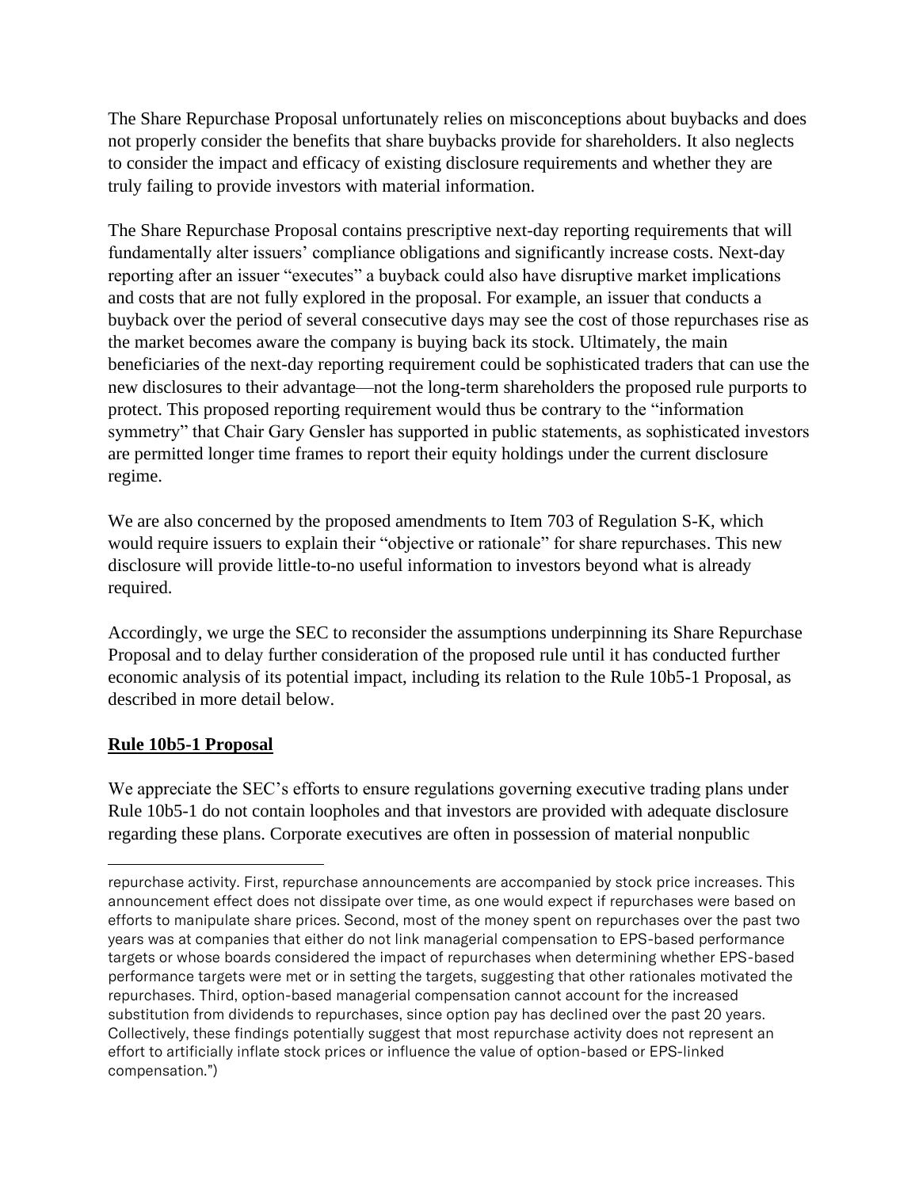The Share Repurchase Proposal unfortunately relies on misconceptions about buybacks and does not properly consider the benefits that share buybacks provide for shareholders. It also neglects to consider the impact and efficacy of existing disclosure requirements and whether they are truly failing to provide investors with material information.

The Share Repurchase Proposal contains prescriptive next-day reporting requirements that will fundamentally alter issuers' compliance obligations and significantly increase costs. Next-day reporting after an issuer "executes" a buyback could also have disruptive market implications and costs that are not fully explored in the proposal. For example, an issuer that conducts a buyback over the period of several consecutive days may see the cost of those repurchases rise as the market becomes aware the company is buying back its stock. Ultimately, the main beneficiaries of the next-day reporting requirement could be sophisticated traders that can use the new disclosures to their advantage—not the long-term shareholders the proposed rule purports to protect. This proposed reporting requirement would thus be contrary to the "information symmetry" that Chair Gary Gensler has supported in public statements, as sophisticated investors are permitted longer time frames to report their equity holdings under the current disclosure regime.

We are also concerned by the proposed amendments to Item 703 of Regulation S-K, which would require issuers to explain their "objective or rationale" for share repurchases. This new disclosure will provide little-to-no useful information to investors beyond what is already required.

Accordingly, we urge the SEC to reconsider the assumptions underpinning its Share Repurchase Proposal and to delay further consideration of the proposed rule until it has conducted further economic analysis of its potential impact, including its relation to the Rule 10b5-1 Proposal, as described in more detail below.

## Rule 10b5-1 Proposal

We appreciate the SEC's efforts to ensure regulations governing executive trading plans under Rule 10b5-1 do not contain loopholes and that investors are provided with adequate disclosure regarding these plans. Corporate executives are often in possession of material nonpublic

---

repurchase activity. First, repurchase announcements are accompanied by stock price increases. This announcement effect does not dissipate over time, as one would expect if repurchases were based on efforts to manipulate share prices. Second, most of the money spent on repurchases over the past two years was at companies that either do not link managerial compensation to EPS-based performance targets or whose boards considered the impact of repurchases when determining whether EPS-based performance targets were met or in setting the targets, suggesting that other rationales motivated the repurchases. Third, option-based managerial compensation cannot account for the increased substitution from dividends to repurchases, since option pay has declined over the past 20 years. Collectively, these findings potentially suggest that most repurchase activity does not represent an effort to artificially inflate stock prices or influence the value of option-based or EPS-linked compensation.")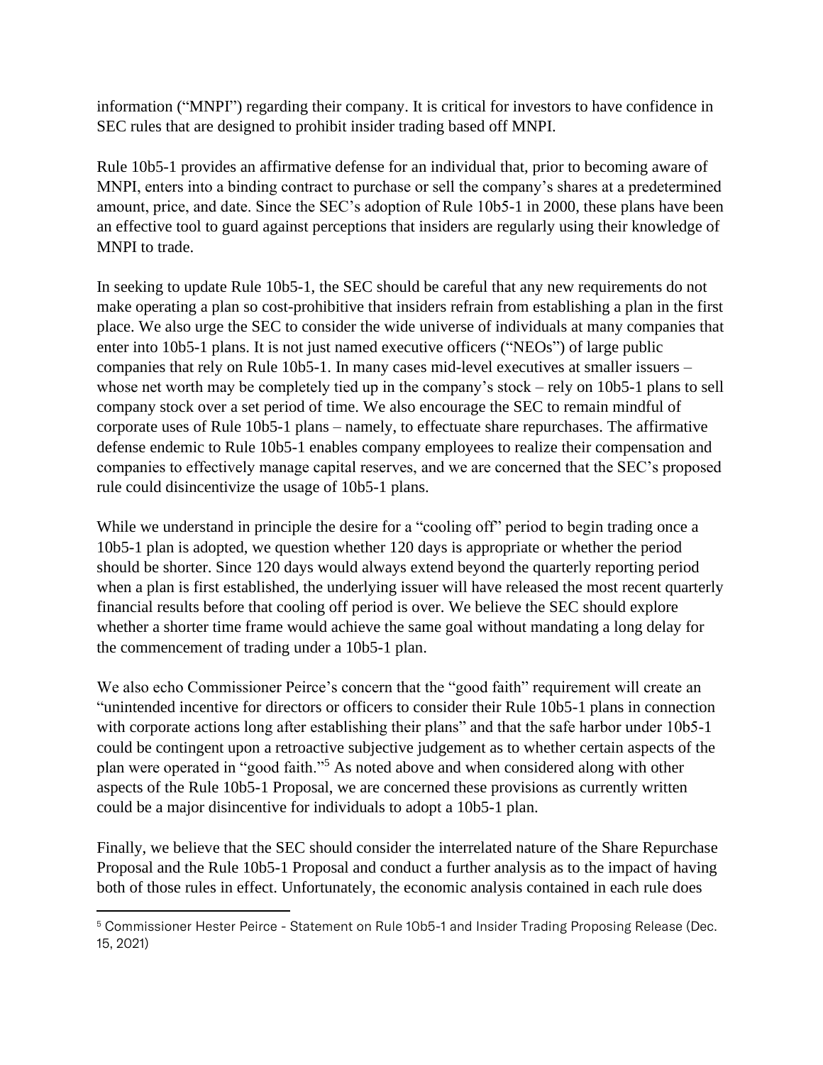information ("MNPI") regarding their company. It is critical for investors to have confidence in SEC rules that are designed to prohibit insider trading based off MNPI.

Rule 10b5-1 provides an affirmative defense for an individual that, prior to becoming aware of MNPI, enters into a binding contract to purchase or sell the company's shares at a predetermined amount, price, and date. Since the SEC's adoption of Rule 10b5-1 in 2000, these plans have been an effective tool to guard against perceptions that insiders are regularly using their knowledge of MNPI to trade.

In seeking to update Rule 10b5-1, the SEC should be careful that any new requirements do not make operating a plan so cost-prohibitive that insiders refrain from establishing a plan in the first place. We also urge the SEC to consider the wide universe of individuals at many companies that enter into 10b5-1 plans. It is not just named executive officers ("NEOs") of large public companies that rely on Rule 10b5-1. In many cases mid-level executives at smaller issuers – whose net worth may be completely tied up in the company's stock – rely on 10b5-1 plans to sell company stock over a set period of time. We also encourage the SEC to remain mindful of corporate uses of Rule 10b5-1 plans – namely, to effectuate share repurchases. The affirmative defense endemic to Rule 10b5-1 enables company employees to realize their compensation and companies to effectively manage capital reserves, and we are concerned that the SEC's proposed rule could disincentivize the usage of 10b5-1 plans.

While we understand in principle the desire for a "cooling off" period to begin trading once a 10b5-1 plan is adopted, we question whether 120 days is appropriate or whether the period should be shorter. Since 120 days would always extend beyond the quarterly reporting period when a plan is first established, the underlying issuer will have released the most recent quarterly financial results before that cooling off period is over. We believe the SEC should explore whether a shorter time frame would achieve the same goal without mandating a long delay for the commencement of trading under a 10b5-1 plan.

We also echo Commissioner Peirce's concern that the "good faith" requirement will create an "unintended incentive for directors or officers to consider their Rule 10b5-1 plans in connection with corporate actions long after establishing their plans" and that the safe harbor under 10b5-1 could be contingent upon a retroactive subjective judgement as to whether certain aspects of the plan were operated in "good faith."[5] As noted above and when considered along with other aspects of the Rule 10b5-1 Proposal, we are concerned these provisions as currently written could be a major disincentive for individuals to adopt a 10b5-1 plan.

Finally, we believe that the SEC should consider the interrelated nature of the Share Repurchase Proposal and the Rule 10b5-1 Proposal and conduct a further analysis as to the impact of having both of those rules in effect. Unfortunately, the economic analysis contained in each rule does

[5] Commissioner Hester Peirce - Statement on Rule 10b5-1 and Insider Trading Proposing Release (Dec. 15, 2021)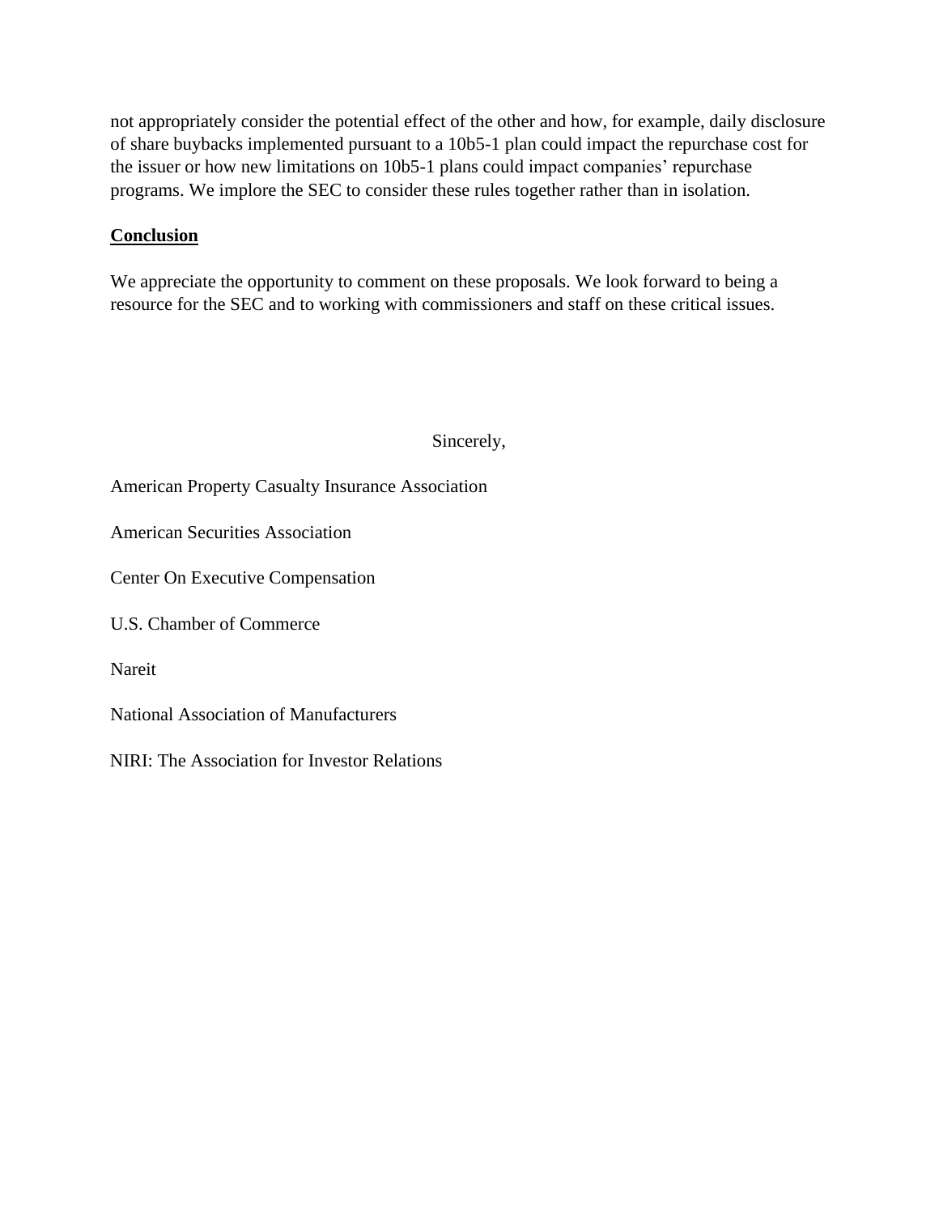not appropriately consider the potential effect of the other and how, for example, daily disclosure of share buybacks implemented pursuant to a 10b5-1 plan could impact the repurchase cost for the issuer or how new limitations on 10b5-1 plans could impact companies' repurchase programs. We implore the SEC to consider these rules together rather than in isolation.

**Conclusion**

We appreciate the opportunity to comment on these proposals. We look forward to being a resource for the SEC and to working with commissioners and staff on these critical issues.

Sincerely,

American Property Casualty Insurance Association

American Securities Association

Center On Executive Compensation

U.S. Chamber of Commerce

Nareit

National Association of Manufacturers

NIRI: The Association for Investor Relations